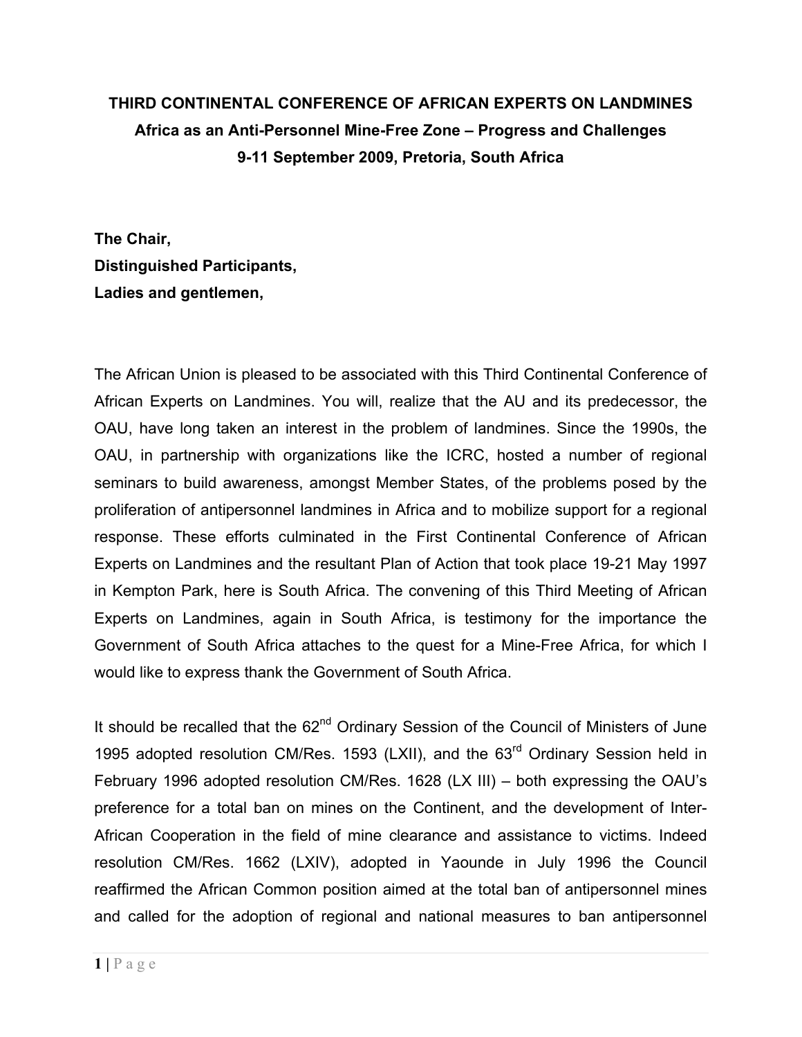**THIRD CONTINENTAL CONFERENCE OF AFRICAN EXPERTS ON LANDMINES**
**Africa as an Anti-Personnel Mine-Free Zone – Progress and Challenges**
**9-11 September 2009, Pretoria, South Africa**

**The Chair,**
**Distinguished Participants,**
**Ladies and gentlemen,**

The African Union is pleased to be associated with this Third Continental Conference of African Experts on Landmines. You will, realize that the AU and its predecessor, the OAU, have long taken an interest in the problem of landmines. Since the 1990s, the OAU, in partnership with organizations like the ICRC, hosted a number of regional seminars to build awareness, amongst Member States, of the problems posed by the proliferation of antipersonnel landmines in Africa and to mobilize support for a regional response. These efforts culminated in the First Continental Conference of African Experts on Landmines and the resultant Plan of Action that took place 19-21 May 1997 in Kempton Park, here is South Africa. The convening of this Third Meeting of African Experts on Landmines, again in South Africa, is testimony for the importance the Government of South Africa attaches to the quest for a Mine-Free Africa, for which I would like to express thank the Government of South Africa.

It should be recalled that the 62nd Ordinary Session of the Council of Ministers of June 1995 adopted resolution CM/Res. 1593 (LXII), and the 63rd Ordinary Session held in February 1996 adopted resolution CM/Res. 1628 (LX III) – both expressing the OAU's preference for a total ban on mines on the Continent, and the development of Inter-African Cooperation in the field of mine clearance and assistance to victims. Indeed resolution CM/Res. 1662 (LXIV), adopted in Yaounde in July 1996 the Council reaffirmed the African Common position aimed at the total ban of antipersonnel mines and called for the adoption of regional and national measures to ban antipersonnel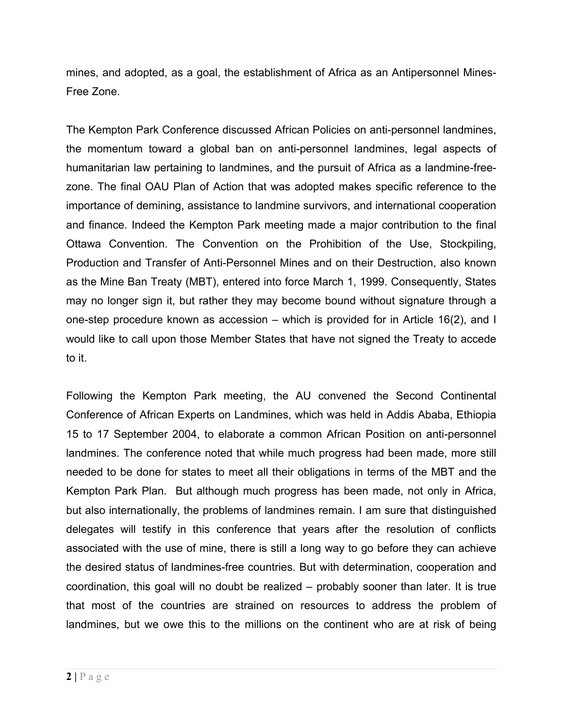mines, and adopted, as a goal, the establishment of Africa as an Antipersonnel Mines-Free Zone.

The Kempton Park Conference discussed African Policies on anti-personnel landmines, the momentum toward a global ban on anti-personnel landmines, legal aspects of humanitarian law pertaining to landmines, and the pursuit of Africa as a landmine-free-zone. The final OAU Plan of Action that was adopted makes specific reference to the importance of demining, assistance to landmine survivors, and international cooperation and finance. Indeed the Kempton Park meeting made a major contribution to the final Ottawa Convention. The Convention on the Prohibition of the Use, Stockpiling, Production and Transfer of Anti-Personnel Mines and on their Destruction, also known as the Mine Ban Treaty (MBT), entered into force March 1, 1999. Consequently, States may no longer sign it, but rather they may become bound without signature through a one-step procedure known as accession – which is provided for in Article 16(2), and I would like to call upon those Member States that have not signed the Treaty to accede to it.

Following the Kempton Park meeting, the AU convened the Second Continental Conference of African Experts on Landmines, which was held in Addis Ababa, Ethiopia 15 to 17 September 2004, to elaborate a common African Position on anti-personnel landmines. The conference noted that while much progress had been made, more still needed to be done for states to meet all their obligations in terms of the MBT and the Kempton Park Plan. But although much progress has been made, not only in Africa, but also internationally, the problems of landmines remain. I am sure that distinguished delegates will testify in this conference that years after the resolution of conflicts associated with the use of mine, there is still a long way to go before they can achieve the desired status of landmines-free countries. But with determination, cooperation and coordination, this goal will no doubt be realized – probably sooner than later. It is true that most of the countries are strained on resources to address the problem of landmines, but we owe this to the millions on the continent who are at risk of being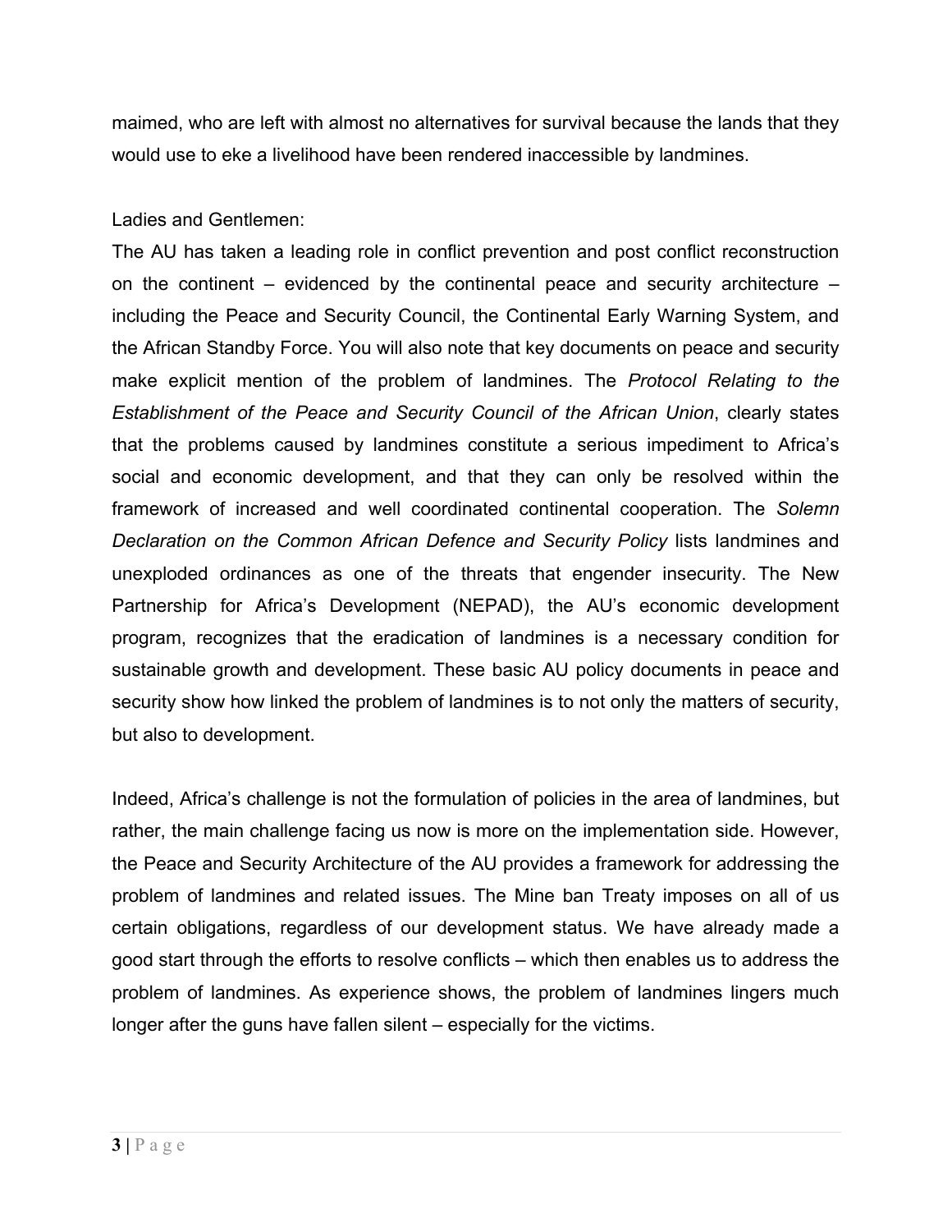maimed, who are left with almost no alternatives for survival because the lands that they would use to eke a livelihood have been rendered inaccessible by landmines.

Ladies and Gentlemen:

The AU has taken a leading role in conflict prevention and post conflict reconstruction on the continent – evidenced by the continental peace and security architecture – including the Peace and Security Council, the Continental Early Warning System, and the African Standby Force. You will also note that key documents on peace and security make explicit mention of the problem of landmines. The *Protocol Relating to the Establishment of the Peace and Security Council of the African Union*, clearly states that the problems caused by landmines constitute a serious impediment to Africa's social and economic development, and that they can only be resolved within the framework of increased and well coordinated continental cooperation. The *Solemn Declaration on the Common African Defence and Security Policy* lists landmines and unexploded ordinances as one of the threats that engender insecurity. The New Partnership for Africa's Development (NEPAD), the AU's economic development program, recognizes that the eradication of landmines is a necessary condition for sustainable growth and development. These basic AU policy documents in peace and security show how linked the problem of landmines is to not only the matters of security, but also to development.

Indeed, Africa's challenge is not the formulation of policies in the area of landmines, but rather, the main challenge facing us now is more on the implementation side. However, the Peace and Security Architecture of the AU provides a framework for addressing the problem of landmines and related issues. The Mine ban Treaty imposes on all of us certain obligations, regardless of our development status. We have already made a good start through the efforts to resolve conflicts – which then enables us to address the problem of landmines. As experience shows, the problem of landmines lingers much longer after the guns have fallen silent – especially for the victims.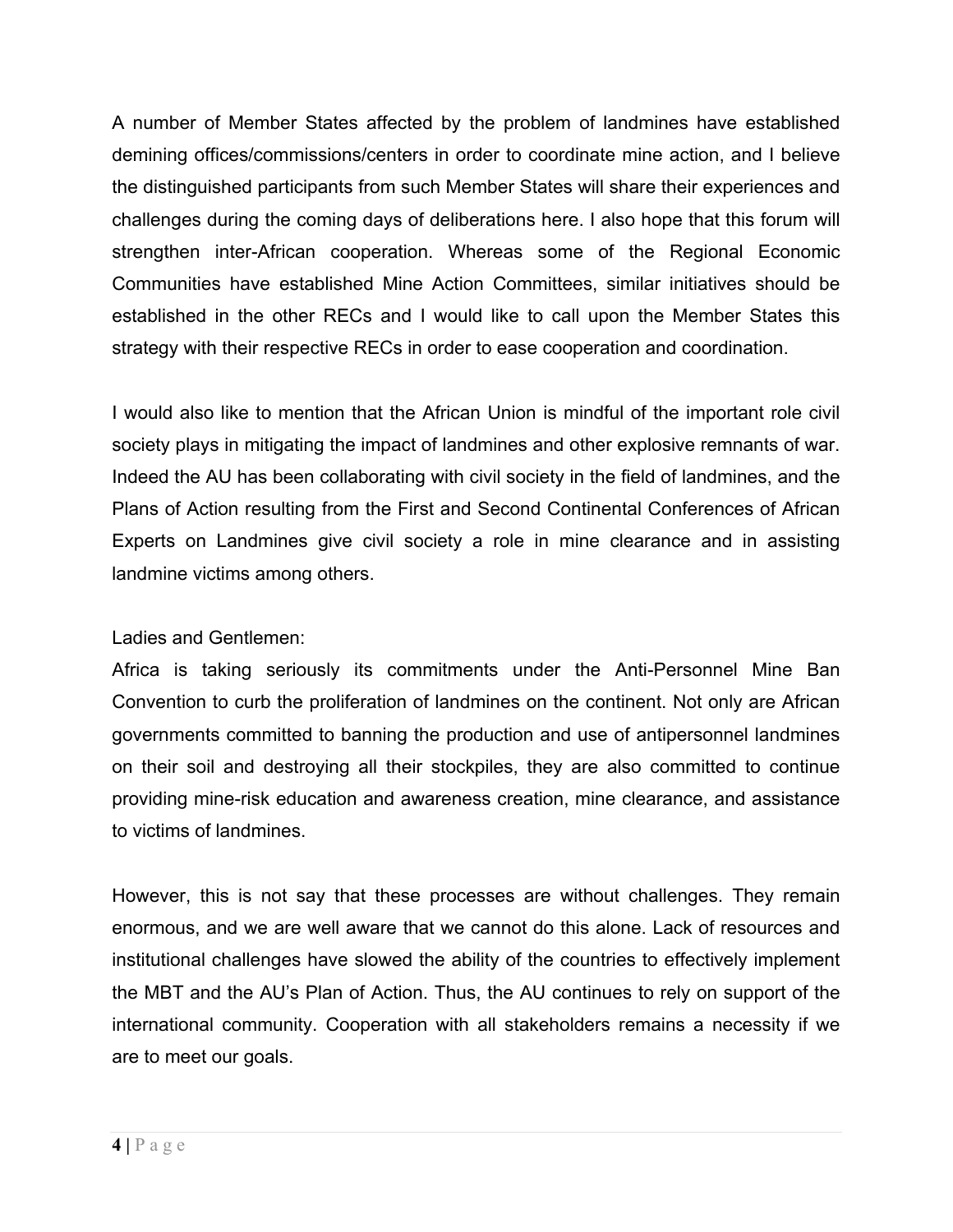A number of Member States affected by the problem of landmines have established demining offices/commissions/centers in order to coordinate mine action, and I believe the distinguished participants from such Member States will share their experiences and challenges during the coming days of deliberations here. I also hope that this forum will strengthen inter-African cooperation. Whereas some of the Regional Economic Communities have established Mine Action Committees, similar initiatives should be established in the other RECs and I would like to call upon the Member States this strategy with their respective RECs in order to ease cooperation and coordination.

I would also like to mention that the African Union is mindful of the important role civil society plays in mitigating the impact of landmines and other explosive remnants of war. Indeed the AU has been collaborating with civil society in the field of landmines, and the Plans of Action resulting from the First and Second Continental Conferences of African Experts on Landmines give civil society a role in mine clearance and in assisting landmine victims among others.

Ladies and Gentlemen:

Africa is taking seriously its commitments under the Anti-Personnel Mine Ban Convention to curb the proliferation of landmines on the continent. Not only are African governments committed to banning the production and use of antipersonnel landmines on their soil and destroying all their stockpiles, they are also committed to continue providing mine-risk education and awareness creation, mine clearance, and assistance to victims of landmines.

However, this is not say that these processes are without challenges. They remain enormous, and we are well aware that we cannot do this alone. Lack of resources and institutional challenges have slowed the ability of the countries to effectively implement the MBT and the AU's Plan of Action. Thus, the AU continues to rely on support of the international community. Cooperation with all stakeholders remains a necessity if we are to meet our goals.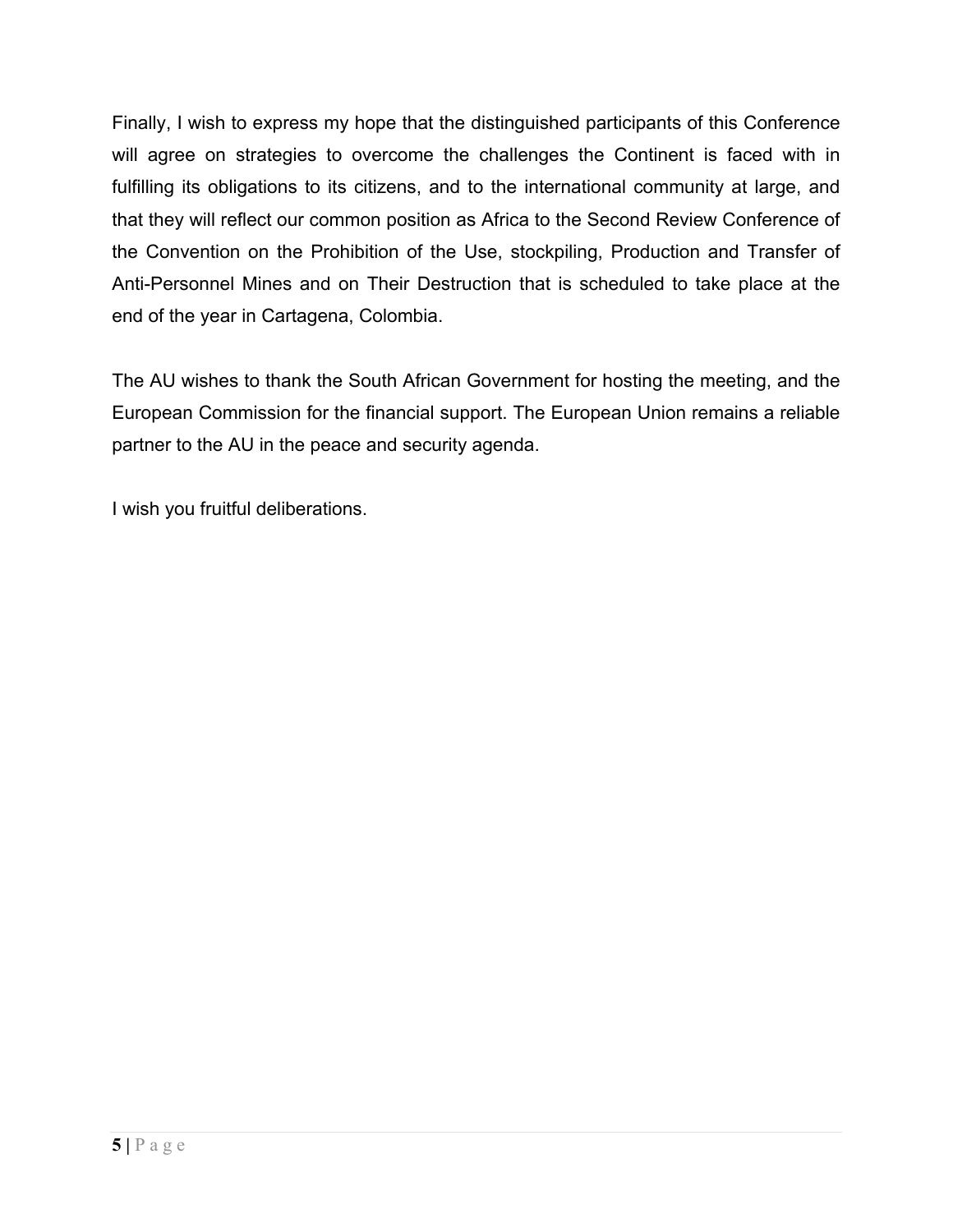Finally, I wish to express my hope that the distinguished participants of this Conference will agree on strategies to overcome the challenges the Continent is faced with in fulfilling its obligations to its citizens, and to the international community at large, and that they will reflect our common position as Africa to the Second Review Conference of the Convention on the Prohibition of the Use, stockpiling, Production and Transfer of Anti-Personnel Mines and on Their Destruction that is scheduled to take place at the end of the year in Cartagena, Colombia.

The AU wishes to thank the South African Government for hosting the meeting, and the European Commission for the financial support. The European Union remains a reliable partner to the AU in the peace and security agenda.

I wish you fruitful deliberations.